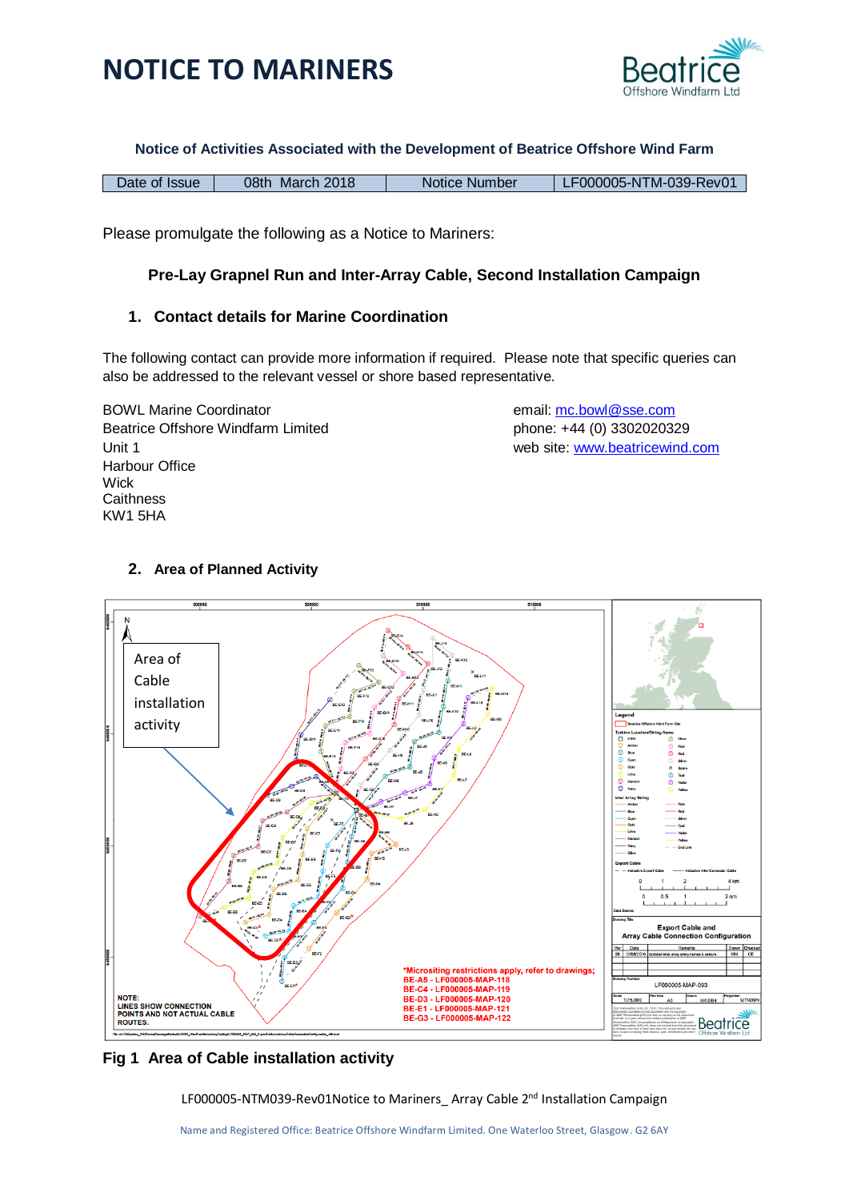# NOTICE TO MARINERS

**Notice of Activities Associated with the Development of Beatrice Offshore Wind Farm**

| Date of Issue | 08th March 2018 | Notice Number | LF000005-NTM-039-Rev01 |
|---|---|---|---|

Please promulgate the following as a Notice to Mariners:

**Pre-Lay Grapnel Run and Inter-Array Cable, Second Installation Campaign**

## 1. Contact details for Marine Coordination

The following contact can provide more information if required. Please note that specific queries can also be addressed to the relevant vessel or shore based representative.

BOWL Marine Coordinator
Beatrice Offshore Windfarm Limited
Unit 1
Harbour Office
Wick
Caithness
KW1 5HA

email: mc.bowl@sse.com
phone: +44 (0) 3302020329
web site: www.beatricewind.com

## 2. Area of Planned Activity

**Fig 1 Area of Cable installation activity**

LF000005-NTM039-Rev01Notice to Mariners_ Array Cable 2nd Installation Campaign

Name and Registered Office: Beatrice Offshore Windfarm Limited. One Waterloo Street, Glasgow. G2 6AY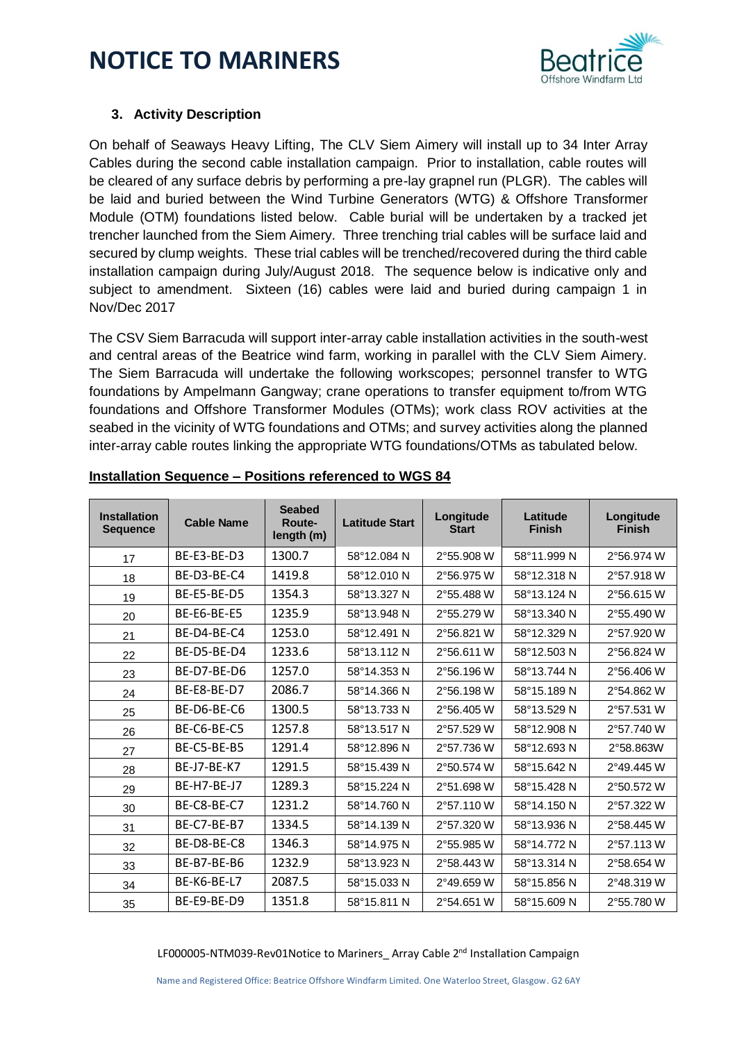### 3. Activity Description

On behalf of Seaways Heavy Lifting, The CLV Siem Aimery will install up to 34 Inter Array Cables during the second cable installation campaign. Prior to installation, cable routes will be cleared of any surface debris by performing a pre-lay grapnel run (PLGR). The cables will be laid and buried between the Wind Turbine Generators (WTG) & Offshore Transformer Module (OTM) foundations listed below. Cable burial will be undertaken by a tracked jet trencher launched from the Siem Aimery. Three trenching trial cables will be surface laid and secured by clump weights. These trial cables will be trenched/recovered during the third cable installation campaign during July/August 2018. The sequence below is indicative only and subject to amendment. Sixteen (16) cables were laid and buried during campaign 1 in Nov/Dec 2017

The CSV Siem Barracuda will support inter-array cable installation activities in the south-west and central areas of the Beatrice wind farm, working in parallel with the CLV Siem Aimery. The Siem Barracuda will undertake the following workscopes; personnel transfer to WTG foundations by Ampelmann Gangway; crane operations to transfer equipment to/from WTG foundations and Offshore Transformer Modules (OTMs); work class ROV activities at the seabed in the vicinity of WTG foundations and OTMs; and survey activities along the planned inter-array cable routes linking the appropriate WTG foundations/OTMs as tabulated below.

**Installation Sequence – Positions referenced to WGS 84**

| Installation Sequence | Cable Name | Seabed Route-length (m) | Latitude Start | Longitude Start | Latitude Finish | Longitude Finish |
|---|---|---|---|---|---|---|
| 17 | BE-E3-BE-D3 | 1300.7 | 58°12.084 N | 2°55.908 W | 58°11.999 N | 2°56.974 W |
| 18 | BE-D3-BE-C4 | 1419.8 | 58°12.010 N | 2°56.975 W | 58°12.318 N | 2°57.918 W |
| 19 | BE-E5-BE-D5 | 1354.3 | 58°13.327 N | 2°55.488 W | 58°13.124 N | 2°56.615 W |
| 20 | BE-E6-BE-E5 | 1235.9 | 58°13.948 N | 2°55.279 W | 58°13.340 N | 2°55.490 W |
| 21 | BE-D4-BE-C4 | 1253.0 | 58°12.491 N | 2°56.821 W | 58°12.329 N | 2°57.920 W |
| 22 | BE-D5-BE-D4 | 1233.6 | 58°13.112 N | 2°56.611 W | 58°12.503 N | 2°56.824 W |
| 23 | BE-D7-BE-D6 | 1257.0 | 58°14.353 N | 2°56.196 W | 58°13.744 N | 2°56.406 W |
| 24 | BE-E8-BE-D7 | 2086.7 | 58°14.366 N | 2°56.198 W | 58°15.189 N | 2°54.862 W |
| 25 | BE-D6-BE-C6 | 1300.5 | 58°13.733 N | 2°56.405 W | 58°13.529 N | 2°57.531 W |
| 26 | BE-C6-BE-C5 | 1257.8 | 58°13.517 N | 2°57.529 W | 58°12.908 N | 2°57.740 W |
| 27 | BE-C5-BE-B5 | 1291.4 | 58°12.896 N | 2°57.736 W | 58°12.693 N | 2°58.863W |
| 28 | BE-J7-BE-K7 | 1291.5 | 58°15.439 N | 2°50.574 W | 58°15.642 N | 2°49.445 W |
| 29 | BE-H7-BE-J7 | 1289.3 | 58°15.224 N | 2°51.698 W | 58°15.428 N | 2°50.572 W |
| 30 | BE-C8-BE-C7 | 1231.2 | 58°14.760 N | 2°57.110 W | 58°14.150 N | 2°57.322 W |
| 31 | BE-C7-BE-B7 | 1334.5 | 58°14.139 N | 2°57.320 W | 58°13.936 N | 2°58.445 W |
| 32 | BE-D8-BE-C8 | 1346.3 | 58°14.975 N | 2°55.985 W | 58°14.772 N | 2°57.113 W |
| 33 | BE-B7-BE-B6 | 1232.9 | 58°13.923 N | 2°58.443 W | 58°13.314 N | 2°58.654 W |
| 34 | BE-K6-BE-L7 | 2087.5 | 58°15.033 N | 2°49.659 W | 58°15.856 N | 2°48.319 W |
| 35 | BE-E9-BE-D9 | 1351.8 | 58°15.811 N | 2°54.651 W | 58°15.609 N | 2°55.780 W |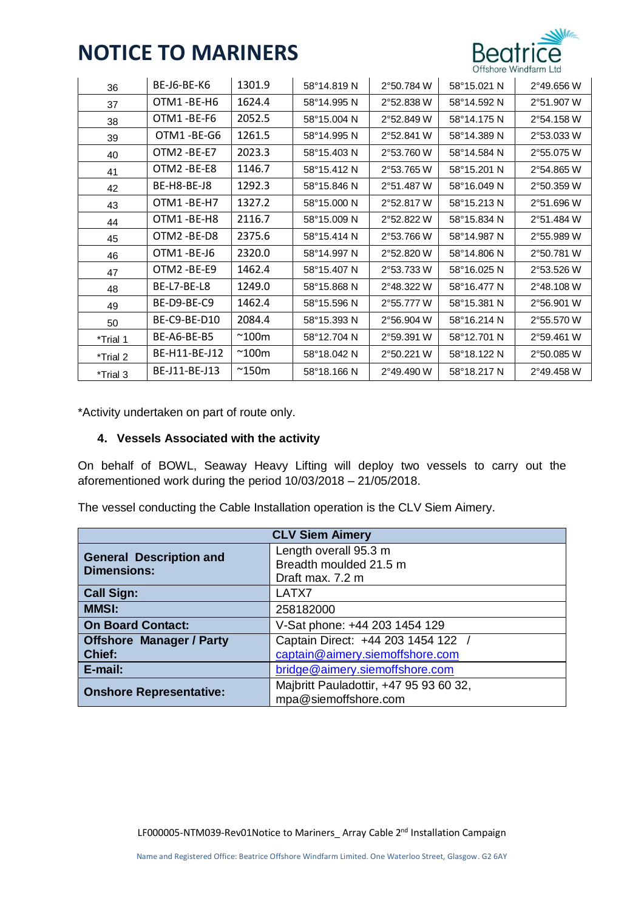| 36 | BE-J6-BE-K6 | 1301.9 | 58°14.819 N | 2°50.784 W | 58°15.021 N | 2°49.656 W |
|---|---|---|---|---|---|---|
| 37 | OTM1 -BE-H6 | 1624.4 | 58°14.995 N | 2°52.838 W | 58°14.592 N | 2°51.907 W |
| 38 | OTM1 -BE-F6 | 2052.5 | 58°15.004 N | 2°52.849 W | 58°14.175 N | 2°54.158 W |
| 39 | OTM1 -BE-G6 | 1261.5 | 58°14.995 N | 2°52.841 W | 58°14.389 N | 2°53.033 W |
| 40 | OTM2 -BE-E7 | 2023.3 | 58°15.403 N | 2°53.760 W | 58°14.584 N | 2°55.075 W |
| 41 | OTM2 -BE-E8 | 1146.7 | 58°15.412 N | 2°53.765 W | 58°15.201 N | 2°54.865 W |
| 42 | BE-H8-BE-J8 | 1292.3 | 58°15.846 N | 2°51.487 W | 58°16.049 N | 2°50.359 W |
| 43 | OTM1 -BE-H7 | 1327.2 | 58°15.000 N | 2°52.817 W | 58°15.213 N | 2°51.696 W |
| 44 | OTM1 -BE-H8 | 2116.7 | 58°15.009 N | 2°52.822 W | 58°15.834 N | 2°51.484 W |
| 45 | OTM2 -BE-D8 | 2375.6 | 58°15.414 N | 2°53.766 W | 58°14.987 N | 2°55.989 W |
| 46 | OTM1 -BE-J6 | 2320.0 | 58°14.997 N | 2°52.820 W | 58°14.806 N | 2°50.781 W |
| 47 | OTM2 -BE-E9 | 1462.4 | 58°15.407 N | 2°53.733 W | 58°16.025 N | 2°53.526 W |
| 48 | BE-L7-BE-L8 | 1249.0 | 58°15.868 N | 2°48.322 W | 58°16.477 N | 2°48.108 W |
| 49 | BE-D9-BE-C9 | 1462.4 | 58°15.596 N | 2°55.777 W | 58°15.381 N | 2°56.901 W |
| 50 | BE-C9-BE-D10 | 2084.4 | 58°15.393 N | 2°56.904 W | 58°16.214 N | 2°55.570 W |
| *Trial 1 | BE-A6-BE-B5 | ~100m | 58°12.704 N | 2°59.391 W | 58°12.701 N | 2°59.461 W |
| *Trial 2 | BE-H11-BE-J12 | ~100m | 58°18.042 N | 2°50.221 W | 58°18.122 N | 2°50.085 W |
| *Trial 3 | BE-J11-BE-J13 | ~150m | 58°18.166 N | 2°49.490 W | 58°18.217 N | 2°49.458 W |

*Activity undertaken on part of route only.

### 4. Vessels Associated with the activity

On behalf of BOWL, Seaway Heavy Lifting will deploy two vessels to carry out the aforementioned work during the period 10/03/2018 – 21/05/2018.

The vessel conducting the Cable Installation operation is the CLV Siem Aimery.

| **CLV Siem Aimery** | |
|---|---|
| **General Description and Dimensions:** | Length overall 95.3 m<br>Breadth moulded 21.5 m<br>Draft max. 7.2 m |
| **Call Sign:** | LATX7 |
| **MMSI:** | 258182000 |
| **On Board Contact:** | V-Sat phone: +44 203 1454 129 |
| **Offshore Manager / Party Chief:** | Captain Direct: +44 203 1454 122 /<br>captain@aimery.siemoffshore.com |
| **E-mail:** | bridge@aimery.siemoffshore.com |
| **Onshore Representative:** | Majbritt Pauladottir, +47 95 93 60 32,<br>mpa@siemoffshore.com |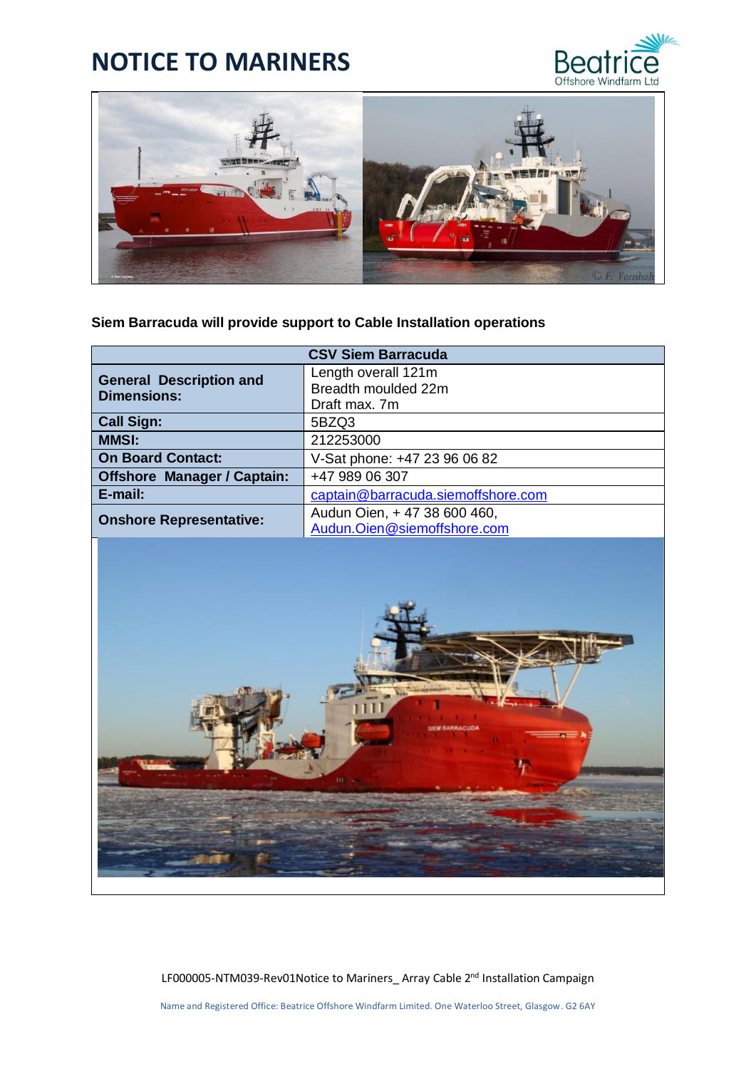# NOTICE TO MARINERS

**Siem Barracuda will provide support to Cable Installation operations**

| CSV Siem Barracuda | |
|---|---|
| **General Description and Dimensions:** | Length overall 121m<br>Breadth moulded 22m<br>Draft max. 7m |
| **Call Sign:** | 5BZQ3 |
| **MMSI:** | 212253000 |
| **On Board Contact:** | V-Sat phone: +47 23 96 06 82 |
| **Offshore Manager / Captain:** | +47 989 06 307 |
| **E-mail:** | captain@barracuda.siemoffshore.com |
| **Onshore Representative:** | Audun Oien, + 47 38 600 460,<br>Audun.Oien@siemoffshore.com |

LF000005-NTM039-Rev01Notice to Mariners_ Array Cable 2nd Installation Campaign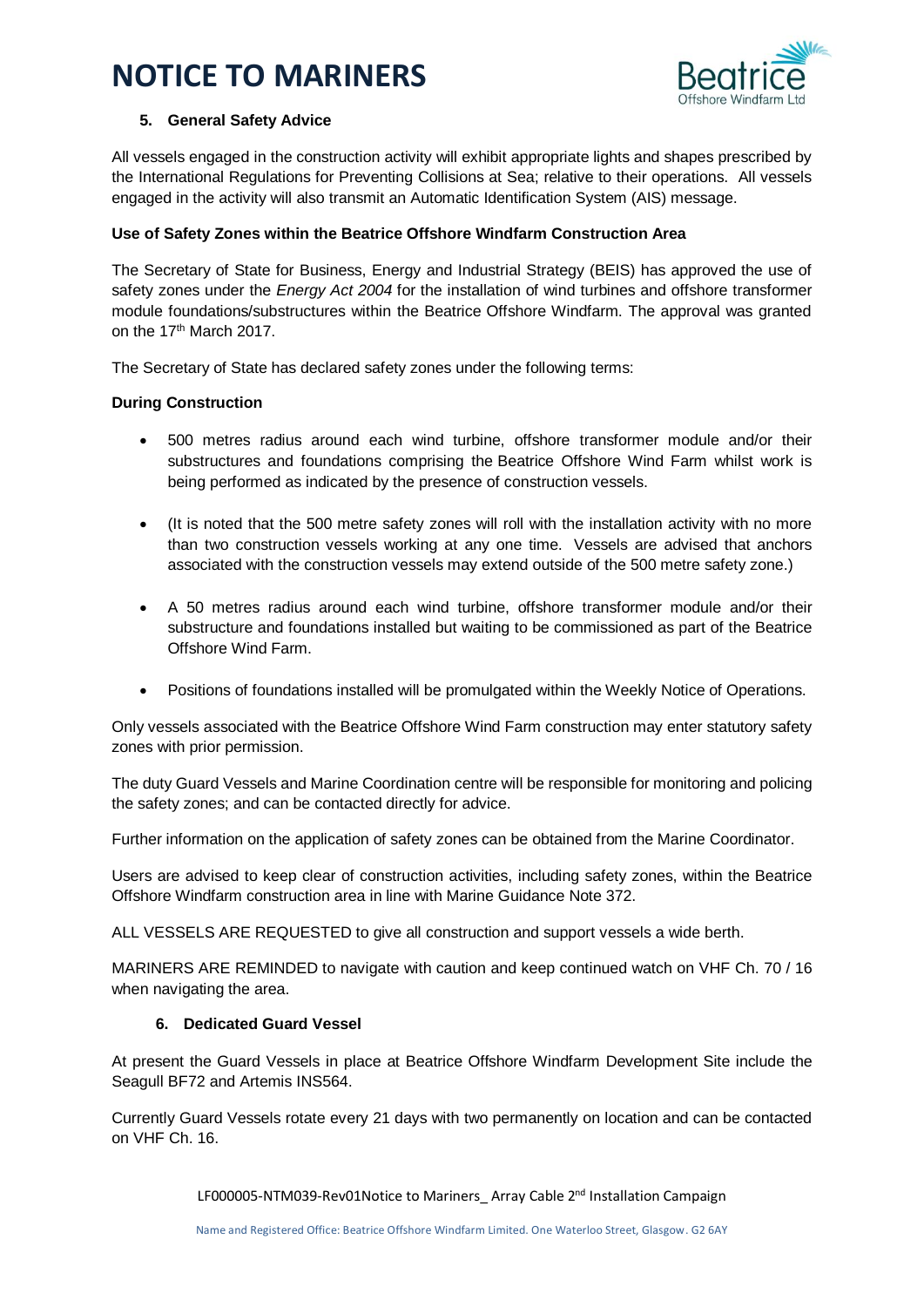### 5. General Safety Advice

All vessels engaged in the construction activity will exhibit appropriate lights and shapes prescribed by the International Regulations for Preventing Collisions at Sea; relative to their operations. All vessels engaged in the activity will also transmit an Automatic Identification System (AIS) message.

**Use of Safety Zones within the Beatrice Offshore Windfarm Construction Area**

The Secretary of State for Business, Energy and Industrial Strategy (BEIS) has approved the use of safety zones under the *Energy Act 2004* for the installation of wind turbines and offshore transformer module foundations/substructures within the Beatrice Offshore Windfarm. The approval was granted on the 17th March 2017.

The Secretary of State has declared safety zones under the following terms:

**During Construction**

- 500 metres radius around each wind turbine, offshore transformer module and/or their substructures and foundations comprising the Beatrice Offshore Wind Farm whilst work is being performed as indicated by the presence of construction vessels.
- (It is noted that the 500 metre safety zones will roll with the installation activity with no more than two construction vessels working at any one time. Vessels are advised that anchors associated with the construction vessels may extend outside of the 500 metre safety zone.)
- A 50 metres radius around each wind turbine, offshore transformer module and/or their substructure and foundations installed but waiting to be commissioned as part of the Beatrice Offshore Wind Farm.
- Positions of foundations installed will be promulgated within the Weekly Notice of Operations.

Only vessels associated with the Beatrice Offshore Wind Farm construction may enter statutory safety zones with prior permission.

The duty Guard Vessels and Marine Coordination centre will be responsible for monitoring and policing the safety zones; and can be contacted directly for advice.

Further information on the application of safety zones can be obtained from the Marine Coordinator.

Users are advised to keep clear of construction activities, including safety zones, within the Beatrice Offshore Windfarm construction area in line with Marine Guidance Note 372.

ALL VESSELS ARE REQUESTED to give all construction and support vessels a wide berth.

MARINERS ARE REMINDED to navigate with caution and keep continued watch on VHF Ch. 70 / 16 when navigating the area.

### 6. Dedicated Guard Vessel

At present the Guard Vessels in place at Beatrice Offshore Windfarm Development Site include the Seagull BF72 and Artemis INS564.

Currently Guard Vessels rotate every 21 days with two permanently on location and can be contacted on VHF Ch. 16.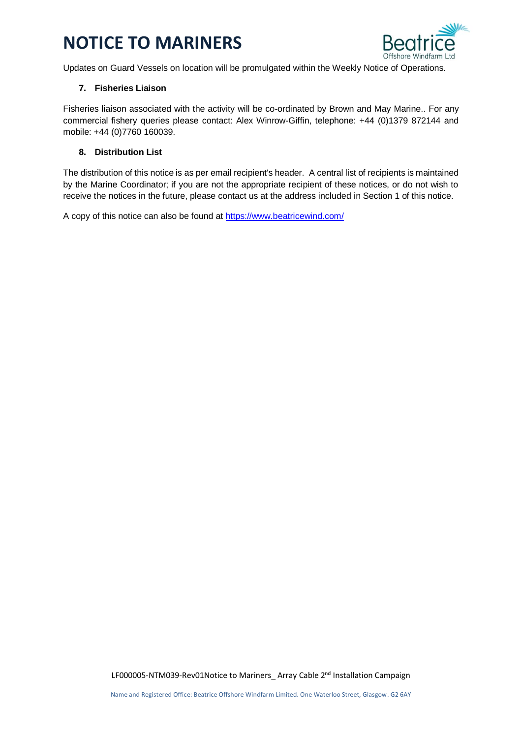Updates on Guard Vessels on location will be promulgated within the Weekly Notice of Operations.

### 7. Fisheries Liaison

Fisheries liaison associated with the activity will be co-ordinated by Brown and May Marine.. For any commercial fishery queries please contact: Alex Winrow-Giffin, telephone: +44 (0)1379 872144 and mobile: +44 (0)7760 160039.

### 8. Distribution List

The distribution of this notice is as per email recipient's header. A central list of recipients is maintained by the Marine Coordinator; if you are not the appropriate recipient of these notices, or do not wish to receive the notices in the future, please contact us at the address included in Section 1 of this notice.

A copy of this notice can also be found at [https://www.beatricewind.com/](https://www.beatricewind.com/)